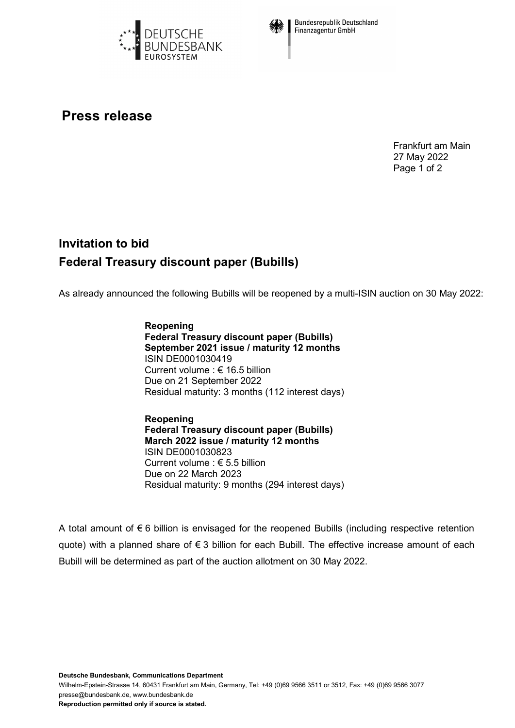Deutsche Bundesbank Eurosystem

Bundesrepublik Deutschland Finanzagentur GmbH

# Press release

Frankfurt am Main
27 May 2022

## Invitation to bid
## Federal Treasury discount paper (Bubills)

As already announced the following Bubills will be reopened by a multi-ISIN auction on 30 May 2022:

**Reopening**
**Federal Treasury discount paper (Bubills)**
**September 2021 issue / maturity 12 months**
ISIN DE0001030419
Current volume : € 16.5 billion
Due on 21 September 2022
Residual maturity: 3 months (112 interest days)

**Reopening**
**Federal Treasury discount paper (Bubills)**
**March 2022 issue / maturity 12 months**
ISIN DE0001030823
Current volume : € 5.5 billion
Due on 22 March 2023
Residual maturity: 9 months (294 interest days)

A total amount of € 6 billion is envisaged for the reopened Bubills (including respective retention quote) with a planned share of € 3 billion for each Bubill. The effective increase amount of each Bubill will be determined as part of the auction allotment on 30 May 2022.

**Deutsche Bundesbank, Communications Department**
Wilhelm-Epstein-Strasse 14, 60431 Frankfurt am Main, Germany, Tel: +49 (0)69 9566 3511 or 3512, Fax: +49 (0)69 9566 3077
presse@bundesbank.de, www.bundesbank.de
**Reproduction permitted only if source is stated.**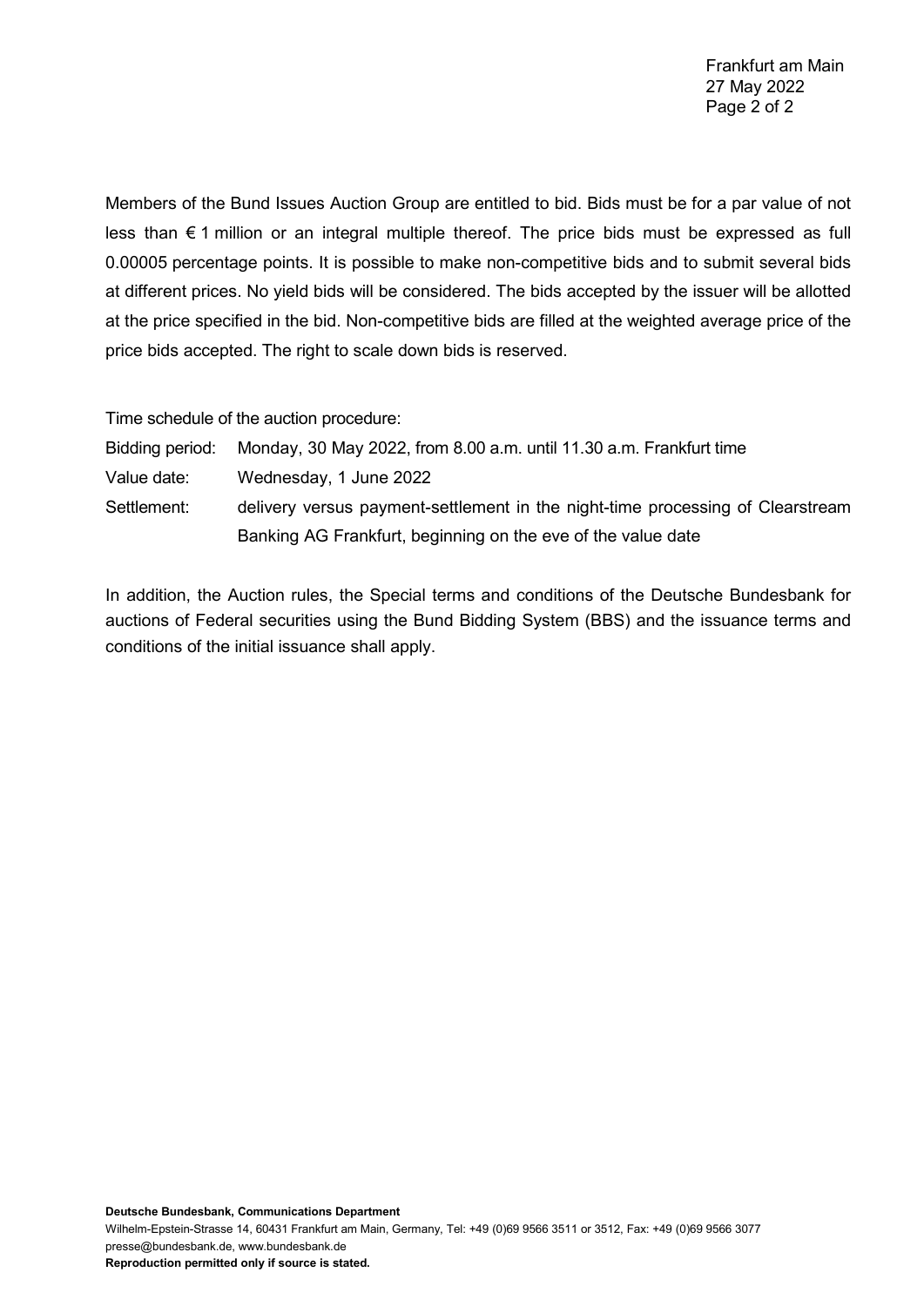Members of the Bund Issues Auction Group are entitled to bid. Bids must be for a par value of not less than € 1 million or an integral multiple thereof. The price bids must be expressed as full 0.00005 percentage points. It is possible to make non-competitive bids and to submit several bids at different prices. No yield bids will be considered. The bids accepted by the issuer will be allotted at the price specified in the bid. Non-competitive bids are filled at the weighted average price of the price bids accepted. The right to scale down bids is reserved.

Time schedule of the auction procedure:

| | |
|---|---|
| Bidding period: | Monday, 30 May 2022, from 8.00 a.m. until 11.30 a.m. Frankfurt time |
| Value date: | Wednesday, 1 June 2022 |
| Settlement: | delivery versus payment-settlement in the night-time processing of Clearstream Banking AG Frankfurt, beginning on the eve of the value date |

In addition, the Auction rules, the Special terms and conditions of the Deutsche Bundesbank for auctions of Federal securities using the Bund Bidding System (BBS) and the issuance terms and conditions of the initial issuance shall apply.

**Deutsche Bundesbank, Communications Department**
Wilhelm-Epstein-Strasse 14, 60431 Frankfurt am Main, Germany, Tel: +49 (0)69 9566 3511 or 3512, Fax: +49 (0)69 9566 3077
presse@bundesbank.de, www.bundesbank.de
**Reproduction permitted only if source is stated.**